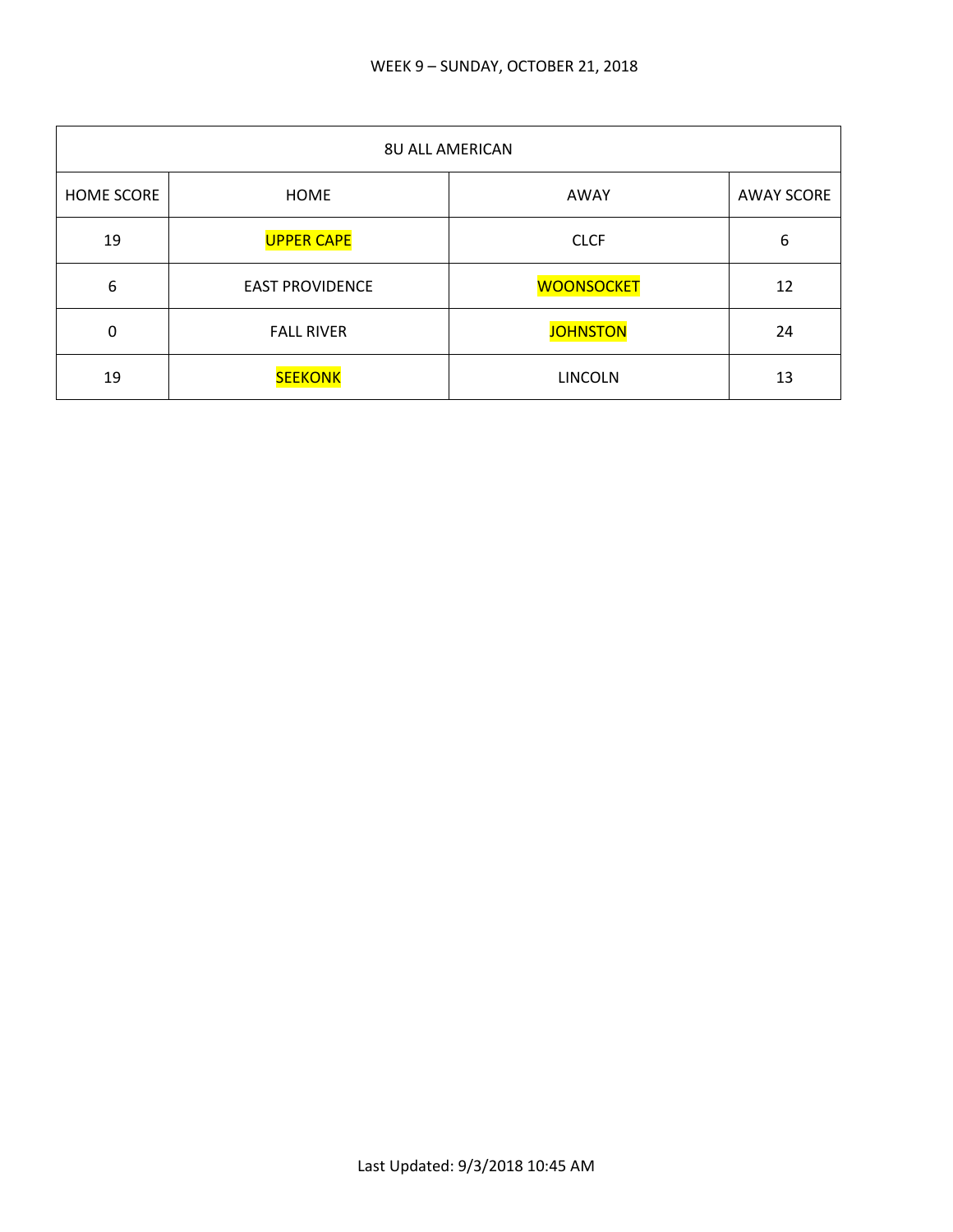WEEK 9 – SUNDAY, OCTOBER 21, 2018

| 8U ALL AMERICAN | | | |
|---|---|---|---|
| HOME SCORE | HOME | AWAY | AWAY SCORE |
| 19 | UPPER CAPE | CLCF | 6 |
| 6 | EAST PROVIDENCE | WOONSOCKET | 12 |
| 0 | FALL RIVER | JOHNSTON | 24 |
| 19 | SEEKONK | LINCOLN | 13 |

Last Updated: 9/3/2018 10:45 AM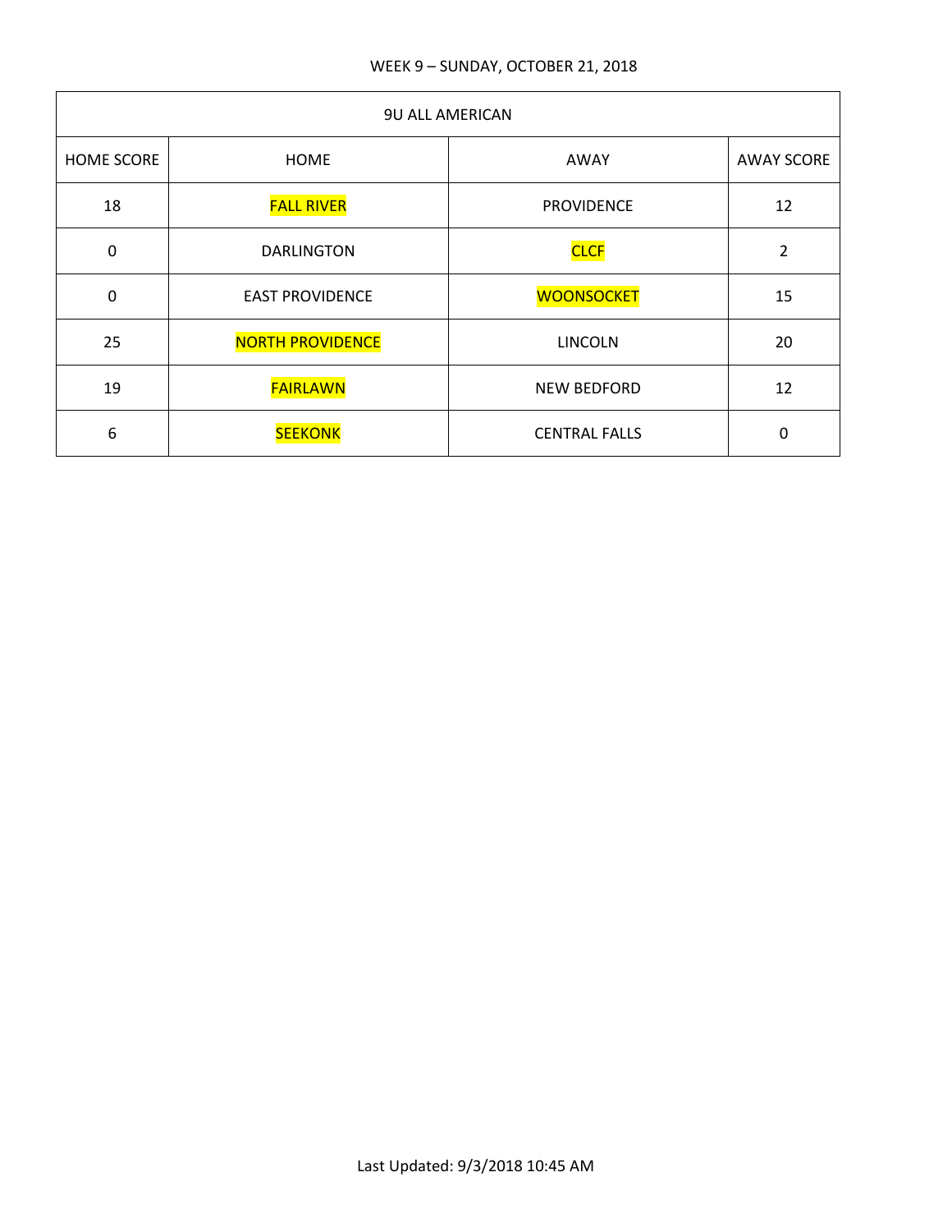WEEK 9 – SUNDAY, OCTOBER 21, 2018

| 9U ALL AMERICAN | | | |
|---|---|---|---|
| HOME SCORE | HOME | AWAY | AWAY SCORE |
| 18 | FALL RIVER | PROVIDENCE | 12 |
| 0 | DARLINGTON | CLCF | 2 |
| 0 | EAST PROVIDENCE | WOONSOCKET | 15 |
| 25 | NORTH PROVIDENCE | LINCOLN | 20 |
| 19 | FAIRLAWN | NEW BEDFORD | 12 |
| 6 | SEEKONK | CENTRAL FALLS | 0 |

Last Updated: 9/3/2018 10:45 AM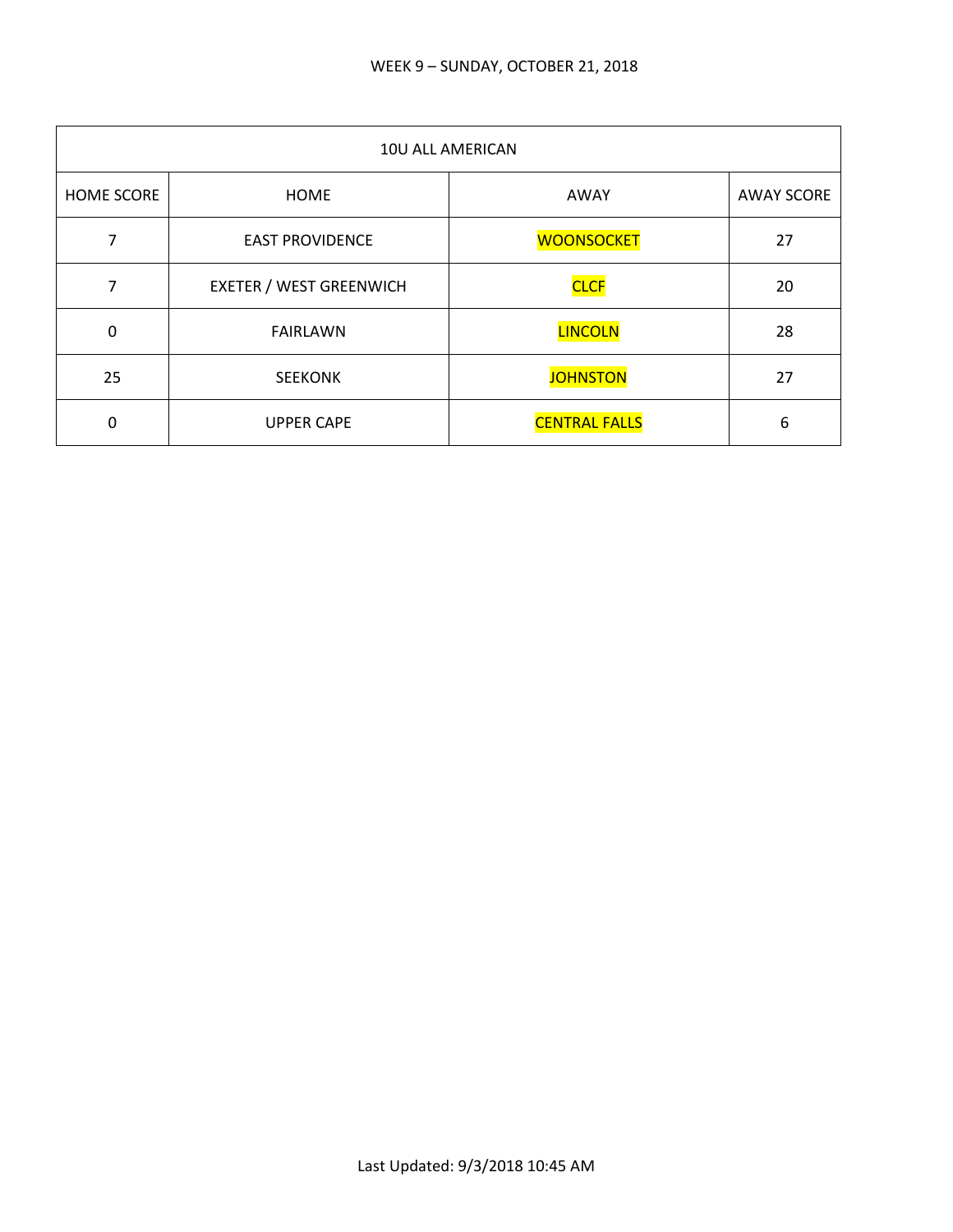WEEK 9 – SUNDAY, OCTOBER 21, 2018

| 10U ALL AMERICAN | | | |
|---|---|---|---|
| HOME SCORE | HOME | AWAY | AWAY SCORE |
| 7 | EAST PROVIDENCE | WOONSOCKET | 27 |
| 7 | EXETER / WEST GREENWICH | CLCF | 20 |
| 0 | FAIRLAWN | LINCOLN | 28 |
| 25 | SEEKONK | JOHNSTON | 27 |
| 0 | UPPER CAPE | CENTRAL FALLS | 6 |

Last Updated: 9/3/2018 10:45 AM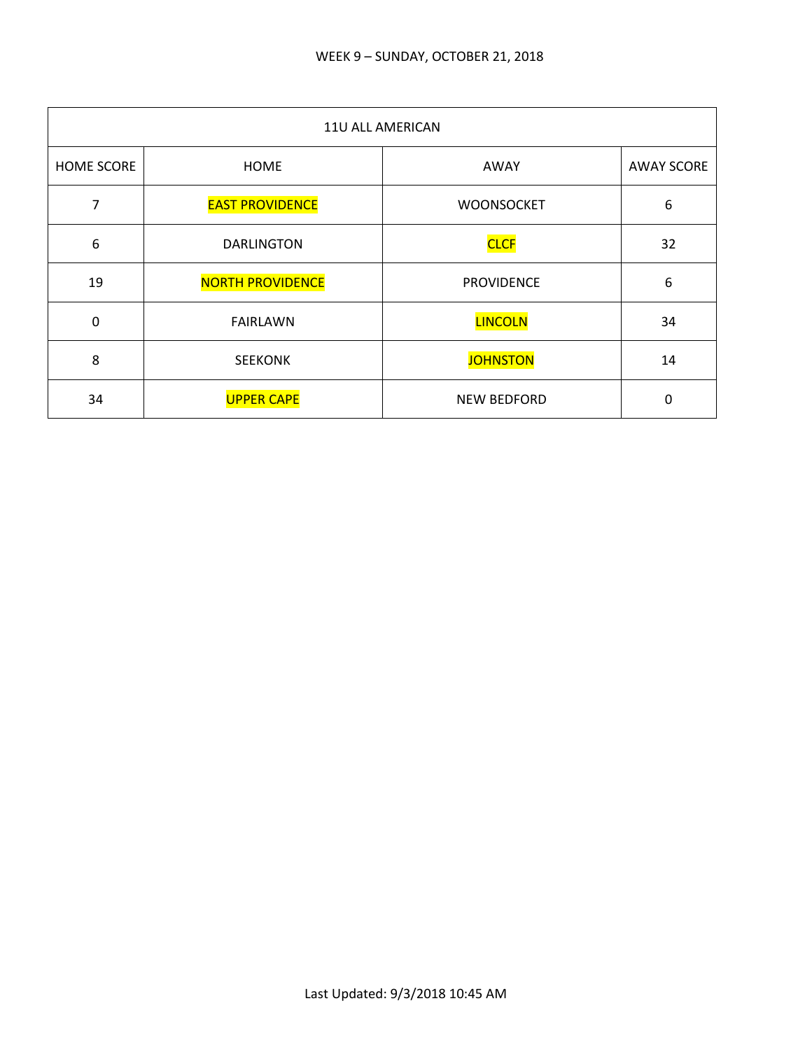WEEK 9 – SUNDAY, OCTOBER 21, 2018

| 11U ALL AMERICAN | | | |
|---|---|---|---|
| HOME SCORE | HOME | AWAY | AWAY SCORE |
| 7 | EAST PROVIDENCE | WOONSOCKET | 6 |
| 6 | DARLINGTON | CLCF | 32 |
| 19 | NORTH PROVIDENCE | PROVIDENCE | 6 |
| 0 | FAIRLAWN | LINCOLN | 34 |
| 8 | SEEKONK | JOHNSTON | 14 |
| 34 | UPPER CAPE | NEW BEDFORD | 0 |

Last Updated: 9/3/2018 10:45 AM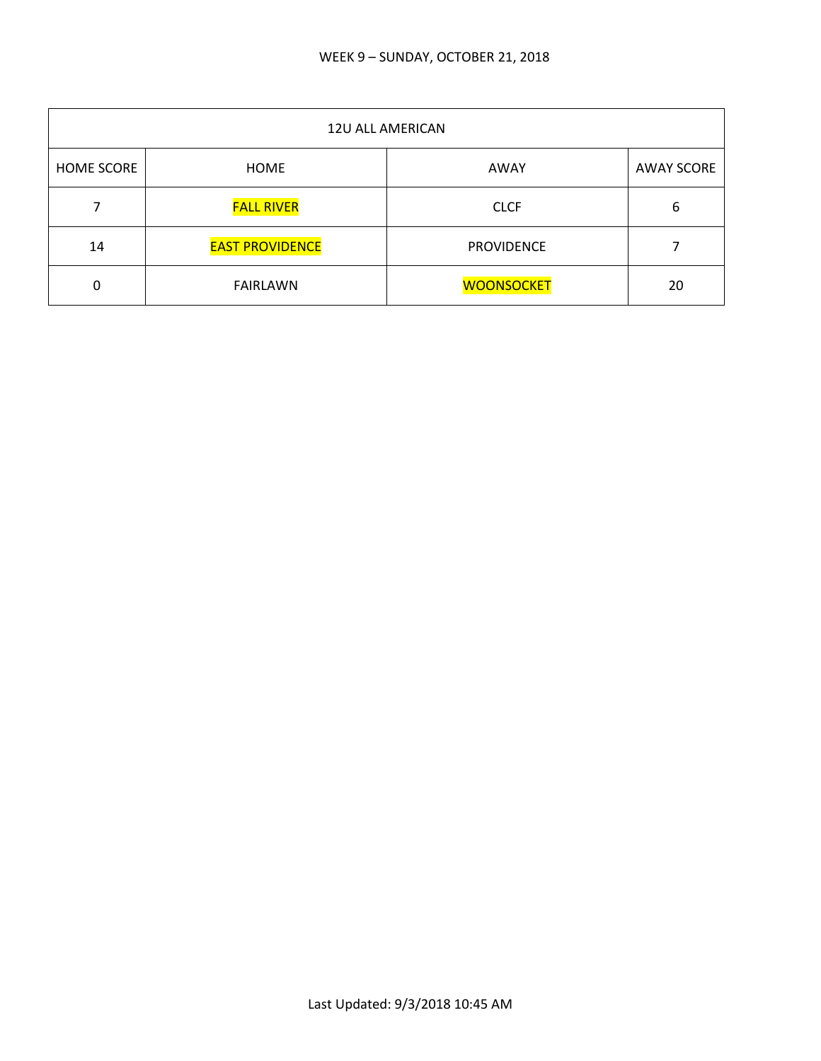WEEK 9 – SUNDAY, OCTOBER 21, 2018

| 12U ALL AMERICAN | | | |
|---|---|---|---|
| HOME SCORE | HOME | AWAY | AWAY SCORE |
| 7 | FALL RIVER | CLCF | 6 |
| 14 | EAST PROVIDENCE | PROVIDENCE | 7 |
| 0 | FAIRLAWN | WOONSOCKET | 20 |

Last Updated: 9/3/2018 10:45 AM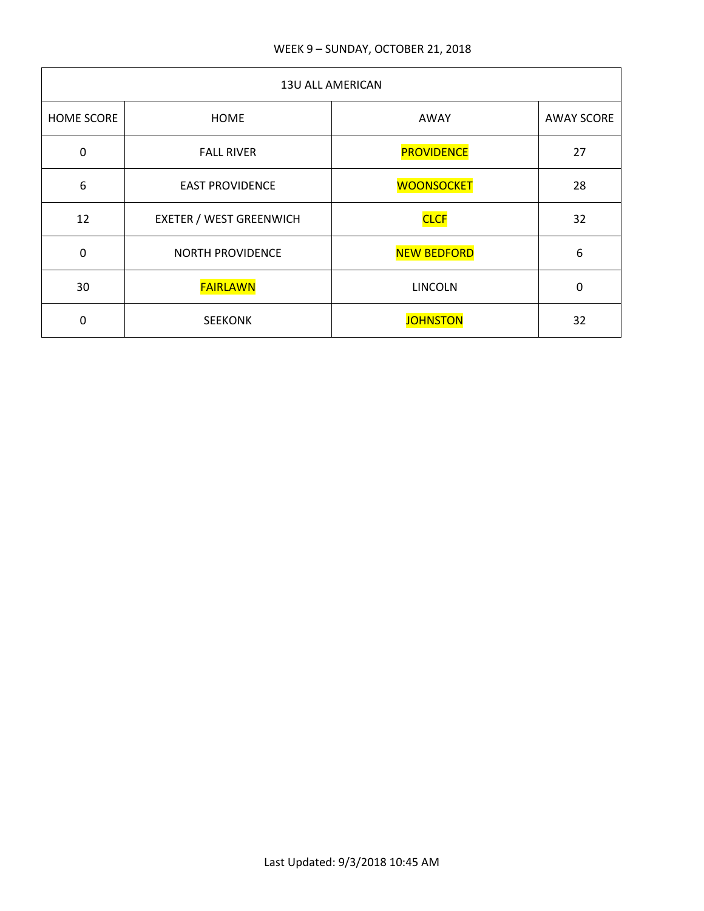WEEK 9 – SUNDAY, OCTOBER 21, 2018

| 13U ALL AMERICAN | | | |
|---|---|---|---|
| HOME SCORE | HOME | AWAY | AWAY SCORE |
| 0 | FALL RIVER | PROVIDENCE | 27 |
| 6 | EAST PROVIDENCE | WOONSOCKET | 28 |
| 12 | EXETER / WEST GREENWICH | CLCF | 32 |
| 0 | NORTH PROVIDENCE | NEW BEDFORD | 6 |
| 30 | FAIRLAWN | LINCOLN | 0 |
| 0 | SEEKONK | JOHNSTON | 32 |

Last Updated: 9/3/2018 10:45 AM